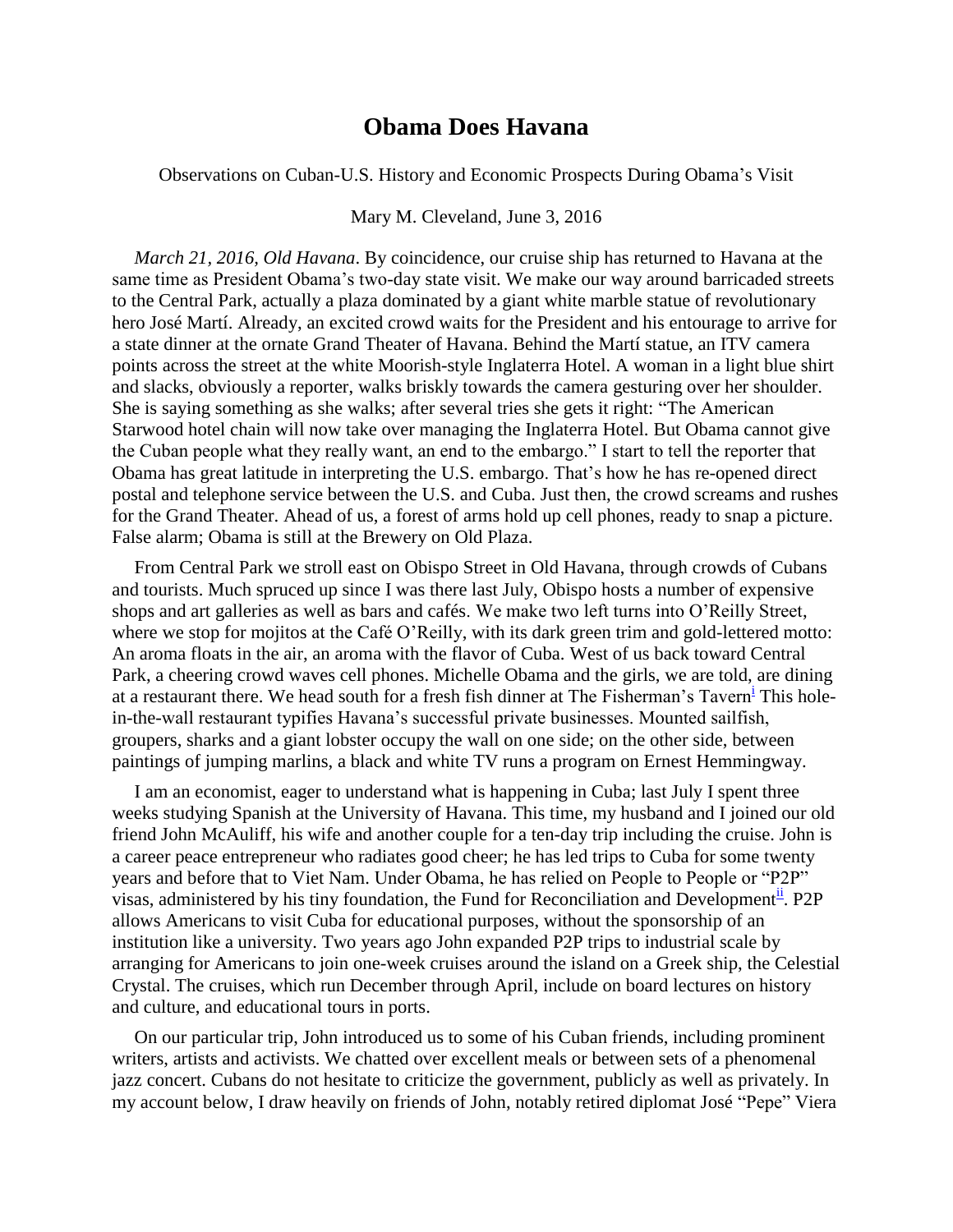# Obama Does Havana

Observations on Cuban-U.S. History and Economic Prospects During Obama's Visit

Mary M. Cleveland, June 3, 2016

*March 21, 2016, Old Havana*. By coincidence, our cruise ship has returned to Havana at the same time as President Obama's two-day state visit. We make our way around barricaded streets to the Central Park, actually a plaza dominated by a giant white marble statue of revolutionary hero José Martí. Already, an excited crowd waits for the President and his entourage to arrive for a state dinner at the ornate Grand Theater of Havana. Behind the Martí statue, an ITV camera points across the street at the white Moorish-style Inglaterra Hotel. A woman in a light blue shirt and slacks, obviously a reporter, walks briskly towards the camera gesturing over her shoulder. She is saying something as she walks; after several tries she gets it right: "The American Starwood hotel chain will now take over managing the Inglaterra Hotel. But Obama cannot give the Cuban people what they really want, an end to the embargo." I start to tell the reporter that Obama has great latitude in interpreting the U.S. embargo. That's how he has re-opened direct postal and telephone service between the U.S. and Cuba. Just then, the crowd screams and rushes for the Grand Theater. Ahead of us, a forest of arms hold up cell phones, ready to snap a picture. False alarm; Obama is still at the Brewery on Old Plaza.

From Central Park we stroll east on Obispo Street in Old Havana, through crowds of Cubans and tourists. Much spruced up since I was there last July, Obispo hosts a number of expensive shops and art galleries as well as bars and cafés. We make two left turns into O'Reilly Street, where we stop for mojitos at the Café O'Reilly, with its dark green trim and gold-lettered motto: An aroma floats in the air, an aroma with the flavor of Cuba. West of us back toward Central Park, a cheering crowd waves cell phones. Michelle Obama and the girls, we are told, are dining at a restaurant there. We head south for a fresh fish dinner at The Fisherman's Tavern[i] This hole-in-the-wall restaurant typifies Havana's successful private businesses. Mounted sailfish, groupers, sharks and a giant lobster occupy the wall on one side; on the other side, between paintings of jumping marlins, a black and white TV runs a program on Ernest Hemmingway.

I am an economist, eager to understand what is happening in Cuba; last July I spent three weeks studying Spanish at the University of Havana. This time, my husband and I joined our old friend John McAuliff, his wife and another couple for a ten-day trip including the cruise. John is a career peace entrepreneur who radiates good cheer; he has led trips to Cuba for some twenty years and before that to Viet Nam. Under Obama, he has relied on People to People or "P2P" visas, administered by his tiny foundation, the Fund for Reconciliation and Development[ii]. P2P allows Americans to visit Cuba for educational purposes, without the sponsorship of an institution like a university. Two years ago John expanded P2P trips to industrial scale by arranging for Americans to join one-week cruises around the island on a Greek ship, the Celestial Crystal. The cruises, which run December through April, include on board lectures on history and culture, and educational tours in ports.

On our particular trip, John introduced us to some of his Cuban friends, including prominent writers, artists and activists. We chatted over excellent meals or between sets of a phenomenal jazz concert. Cubans do not hesitate to criticize the government, publicly as well as privately. In my account below, I draw heavily on friends of John, notably retired diplomat José "Pepe" Viera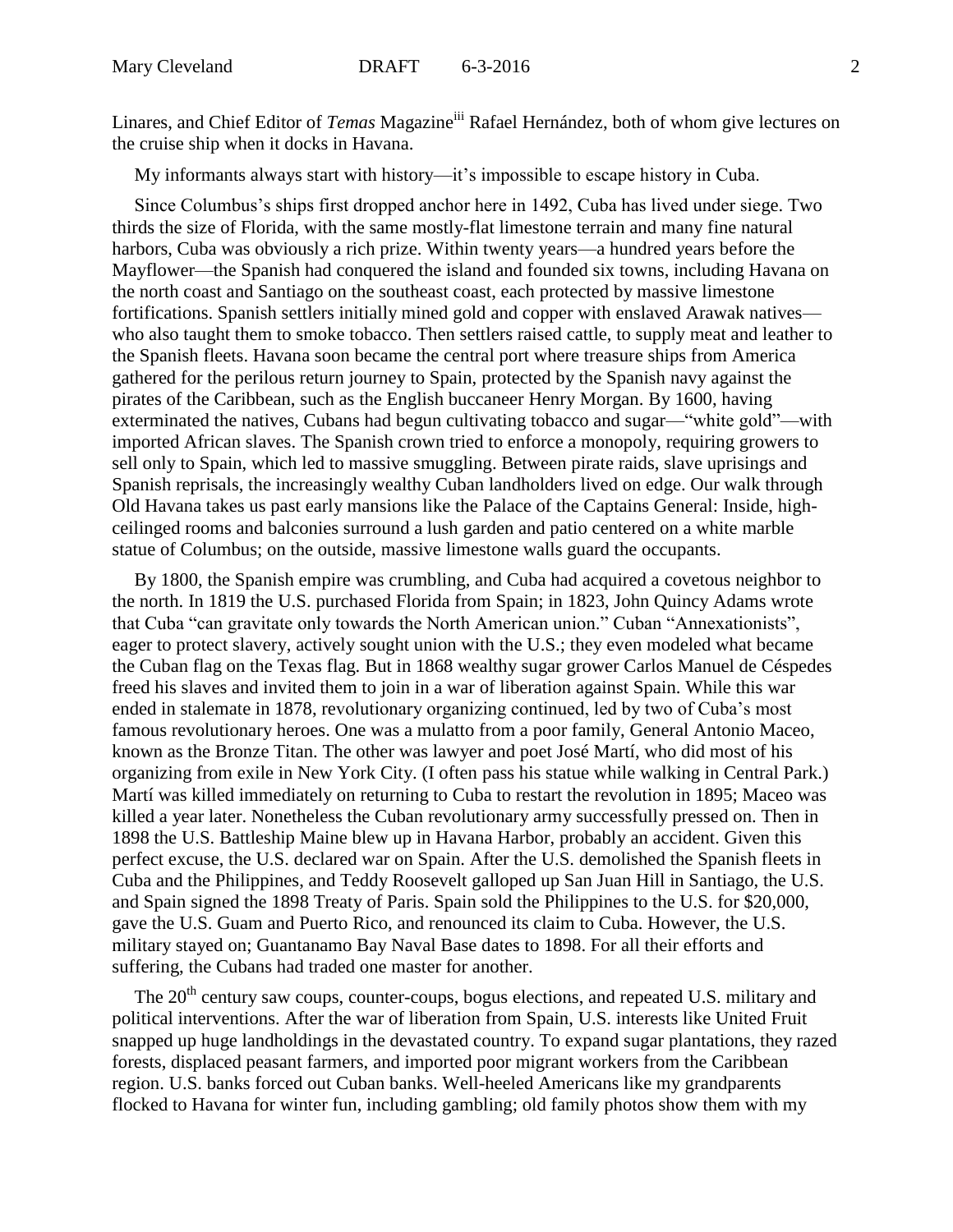Linares, and Chief Editor of *Temas* Magazine[iii] Rafael Hernández, both of whom give lectures on the cruise ship when it docks in Havana.

My informants always start with history—it's impossible to escape history in Cuba.

Since Columbus's ships first dropped anchor here in 1492, Cuba has lived under siege. Two thirds the size of Florida, with the same mostly-flat limestone terrain and many fine natural harbors, Cuba was obviously a rich prize. Within twenty years—a hundred years before the Mayflower—the Spanish had conquered the island and founded six towns, including Havana on the north coast and Santiago on the southeast coast, each protected by massive limestone fortifications. Spanish settlers initially mined gold and copper with enslaved Arawak natives—who also taught them to smoke tobacco. Then settlers raised cattle, to supply meat and leather to the Spanish fleets. Havana soon became the central port where treasure ships from America gathered for the perilous return journey to Spain, protected by the Spanish navy against the pirates of the Caribbean, such as the English buccaneer Henry Morgan. By 1600, having exterminated the natives, Cubans had begun cultivating tobacco and sugar—"white gold"—with imported African slaves. The Spanish crown tried to enforce a monopoly, requiring growers to sell only to Spain, which led to massive smuggling. Between pirate raids, slave uprisings and Spanish reprisals, the increasingly wealthy Cuban landholders lived on edge. Our walk through Old Havana takes us past early mansions like the Palace of the Captains General: Inside, high-ceilinged rooms and balconies surround a lush garden and patio centered on a white marble statue of Columbus; on the outside, massive limestone walls guard the occupants.

By 1800, the Spanish empire was crumbling, and Cuba had acquired a covetous neighbor to the north. In 1819 the U.S. purchased Florida from Spain; in 1823, John Quincy Adams wrote that Cuba "can gravitate only towards the North American union." Cuban "Annexationists", eager to protect slavery, actively sought union with the U.S.; they even modeled what became the Cuban flag on the Texas flag. But in 1868 wealthy sugar grower Carlos Manuel de Céspedes freed his slaves and invited them to join in a war of liberation against Spain. While this war ended in stalemate in 1878, revolutionary organizing continued, led by two of Cuba's most famous revolutionary heroes. One was a mulatto from a poor family, General Antonio Maceo, known as the Bronze Titan. The other was lawyer and poet José Martí, who did most of his organizing from exile in New York City. (I often pass his statue while walking in Central Park.) Martí was killed immediately on returning to Cuba to restart the revolution in 1895; Maceo was killed a year later. Nonetheless the Cuban revolutionary army successfully pressed on. Then in 1898 the U.S. Battleship Maine blew up in Havana Harbor, probably an accident. Given this perfect excuse, the U.S. declared war on Spain. After the U.S. demolished the Spanish fleets in Cuba and the Philippines, and Teddy Roosevelt galloped up San Juan Hill in Santiago, the U.S. and Spain signed the 1898 Treaty of Paris. Spain sold the Philippines to the U.S. for $20,000, gave the U.S. Guam and Puerto Rico, and renounced its claim to Cuba. However, the U.S. military stayed on; Guantanamo Bay Naval Base dates to 1898. For all their efforts and suffering, the Cubans had traded one master for another.

The 20th century saw coups, counter-coups, bogus elections, and repeated U.S. military and political interventions. After the war of liberation from Spain, U.S. interests like United Fruit snapped up huge landholdings in the devastated country. To expand sugar plantations, they razed forests, displaced peasant farmers, and imported poor migrant workers from the Caribbean region. U.S. banks forced out Cuban banks. Well-heeled Americans like my grandparents flocked to Havana for winter fun, including gambling; old family photos show them with my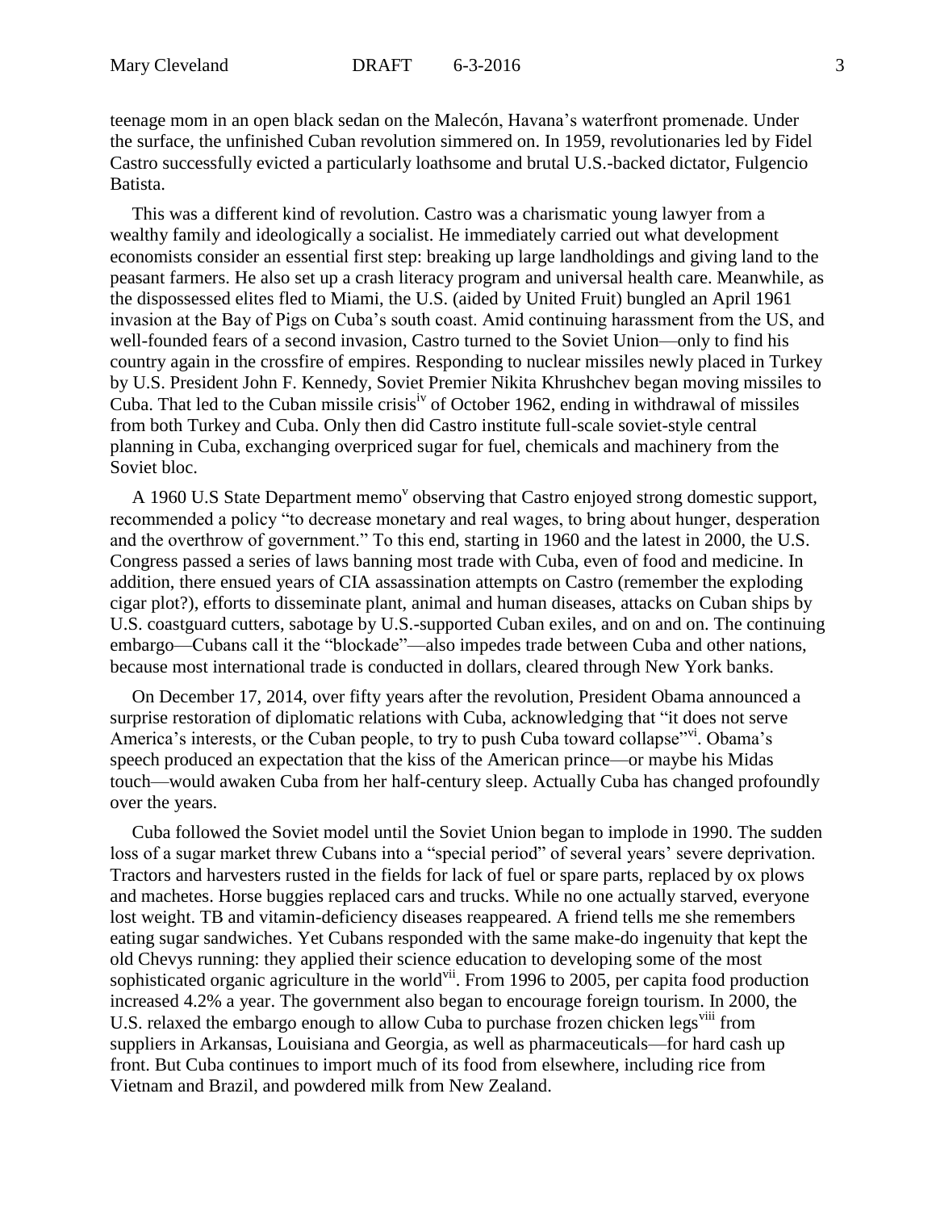teenage mom in an open black sedan on the Malecón, Havana's waterfront promenade. Under the surface, the unfinished Cuban revolution simmered on. In 1959, revolutionaries led by Fidel Castro successfully evicted a particularly loathsome and brutal U.S.-backed dictator, Fulgencio Batista.

This was a different kind of revolution. Castro was a charismatic young lawyer from a wealthy family and ideologically a socialist. He immediately carried out what development economists consider an essential first step: breaking up large landholdings and giving land to the peasant farmers. He also set up a crash literacy program and universal health care. Meanwhile, as the dispossessed elites fled to Miami, the U.S. (aided by United Fruit) bungled an April 1961 invasion at the Bay of Pigs on Cuba's south coast. Amid continuing harassment from the US, and well-founded fears of a second invasion, Castro turned to the Soviet Union—only to find his country again in the crossfire of empires. Responding to nuclear missiles newly placed in Turkey by U.S. President John F. Kennedy, Soviet Premier Nikita Khrushchev began moving missiles to Cuba. That led to the Cuban missile crisis[iv] of October 1962, ending in withdrawal of missiles from both Turkey and Cuba. Only then did Castro institute full-scale soviet-style central planning in Cuba, exchanging overpriced sugar for fuel, chemicals and machinery from the Soviet bloc.

A 1960 U.S State Department memo[v] observing that Castro enjoyed strong domestic support, recommended a policy "to decrease monetary and real wages, to bring about hunger, desperation and the overthrow of government." To this end, starting in 1960 and the latest in 2000, the U.S. Congress passed a series of laws banning most trade with Cuba, even of food and medicine. In addition, there ensued years of CIA assassination attempts on Castro (remember the exploding cigar plot?), efforts to disseminate plant, animal and human diseases, attacks on Cuban ships by U.S. coastguard cutters, sabotage by U.S.-supported Cuban exiles, and on and on. The continuing embargo—Cubans call it the "blockade"—also impedes trade between Cuba and other nations, because most international trade is conducted in dollars, cleared through New York banks.

On December 17, 2014, over fifty years after the revolution, President Obama announced a surprise restoration of diplomatic relations with Cuba, acknowledging that "it does not serve America's interests, or the Cuban people, to try to push Cuba toward collapse"[vi]. Obama's speech produced an expectation that the kiss of the American prince—or maybe his Midas touch—would awaken Cuba from her half-century sleep. Actually Cuba has changed profoundly over the years.

Cuba followed the Soviet model until the Soviet Union began to implode in 1990. The sudden loss of a sugar market threw Cubans into a "special period" of several years' severe deprivation. Tractors and harvesters rusted in the fields for lack of fuel or spare parts, replaced by ox plows and machetes. Horse buggies replaced cars and trucks. While no one actually starved, everyone lost weight. TB and vitamin-deficiency diseases reappeared. A friend tells me she remembers eating sugar sandwiches. Yet Cubans responded with the same make-do ingenuity that kept the old Chevys running: they applied their science education to developing some of the most sophisticated organic agriculture in the world[vii]. From 1996 to 2005, per capita food production increased 4.2% a year. The government also began to encourage foreign tourism. In 2000, the U.S. relaxed the embargo enough to allow Cuba to purchase frozen chicken legs[viii] from suppliers in Arkansas, Louisiana and Georgia, as well as pharmaceuticals—for hard cash up front. But Cuba continues to import much of its food from elsewhere, including rice from Vietnam and Brazil, and powdered milk from New Zealand.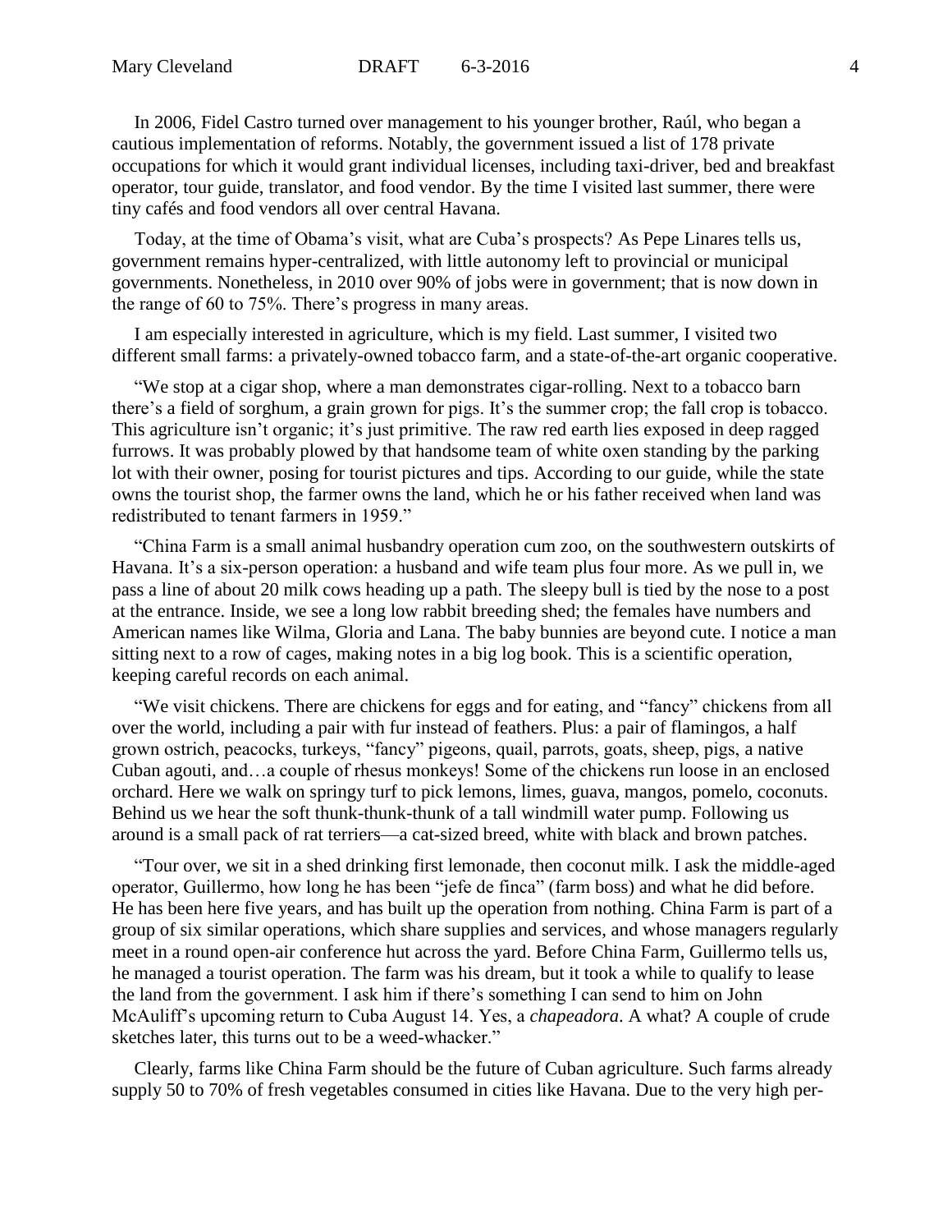In 2006, Fidel Castro turned over management to his younger brother, Raúl, who began a cautious implementation of reforms. Notably, the government issued a list of 178 private occupations for which it would grant individual licenses, including taxi-driver, bed and breakfast operator, tour guide, translator, and food vendor. By the time I visited last summer, there were tiny cafés and food vendors all over central Havana.

Today, at the time of Obama's visit, what are Cuba's prospects? As Pepe Linares tells us, government remains hyper-centralized, with little autonomy left to provincial or municipal governments. Nonetheless, in 2010 over 90% of jobs were in government; that is now down in the range of 60 to 75%. There's progress in many areas.

I am especially interested in agriculture, which is my field. Last summer, I visited two different small farms: a privately-owned tobacco farm, and a state-of-the-art organic cooperative.

"We stop at a cigar shop, where a man demonstrates cigar-rolling. Next to a tobacco barn there's a field of sorghum, a grain grown for pigs. It's the summer crop; the fall crop is tobacco. This agriculture isn't organic; it's just primitive. The raw red earth lies exposed in deep ragged furrows. It was probably plowed by that handsome team of white oxen standing by the parking lot with their owner, posing for tourist pictures and tips. According to our guide, while the state owns the tourist shop, the farmer owns the land, which he or his father received when land was redistributed to tenant farmers in 1959."

"China Farm is a small animal husbandry operation cum zoo, on the southwestern outskirts of Havana. It's a six-person operation: a husband and wife team plus four more. As we pull in, we pass a line of about 20 milk cows heading up a path. The sleepy bull is tied by the nose to a post at the entrance. Inside, we see a long low rabbit breeding shed; the females have numbers and American names like Wilma, Gloria and Lana. The baby bunnies are beyond cute. I notice a man sitting next to a row of cages, making notes in a big log book. This is a scientific operation, keeping careful records on each animal.

"We visit chickens. There are chickens for eggs and for eating, and "fancy" chickens from all over the world, including a pair with fur instead of feathers. Plus: a pair of flamingos, a half grown ostrich, peacocks, turkeys, "fancy" pigeons, quail, parrots, goats, sheep, pigs, a native Cuban agouti, and…a couple of rhesus monkeys! Some of the chickens run loose in an enclosed orchard. Here we walk on springy turf to pick lemons, limes, guava, mangos, pomelo, coconuts. Behind us we hear the soft thunk-thunk-thunk of a tall windmill water pump. Following us around is a small pack of rat terriers—a cat-sized breed, white with black and brown patches.

"Tour over, we sit in a shed drinking first lemonade, then coconut milk. I ask the middle-aged operator, Guillermo, how long he has been "jefe de finca" (farm boss) and what he did before. He has been here five years, and has built up the operation from nothing. China Farm is part of a group of six similar operations, which share supplies and services, and whose managers regularly meet in a round open-air conference hut across the yard. Before China Farm, Guillermo tells us, he managed a tourist operation. The farm was his dream, but it took a while to qualify to lease the land from the government. I ask him if there's something I can send to him on John McAuliff's upcoming return to Cuba August 14. Yes, a *chapeadora*. A what? A couple of crude sketches later, this turns out to be a weed-whacker."

Clearly, farms like China Farm should be the future of Cuban agriculture. Such farms already supply 50 to 70% of fresh vegetables consumed in cities like Havana. Due to the very high per-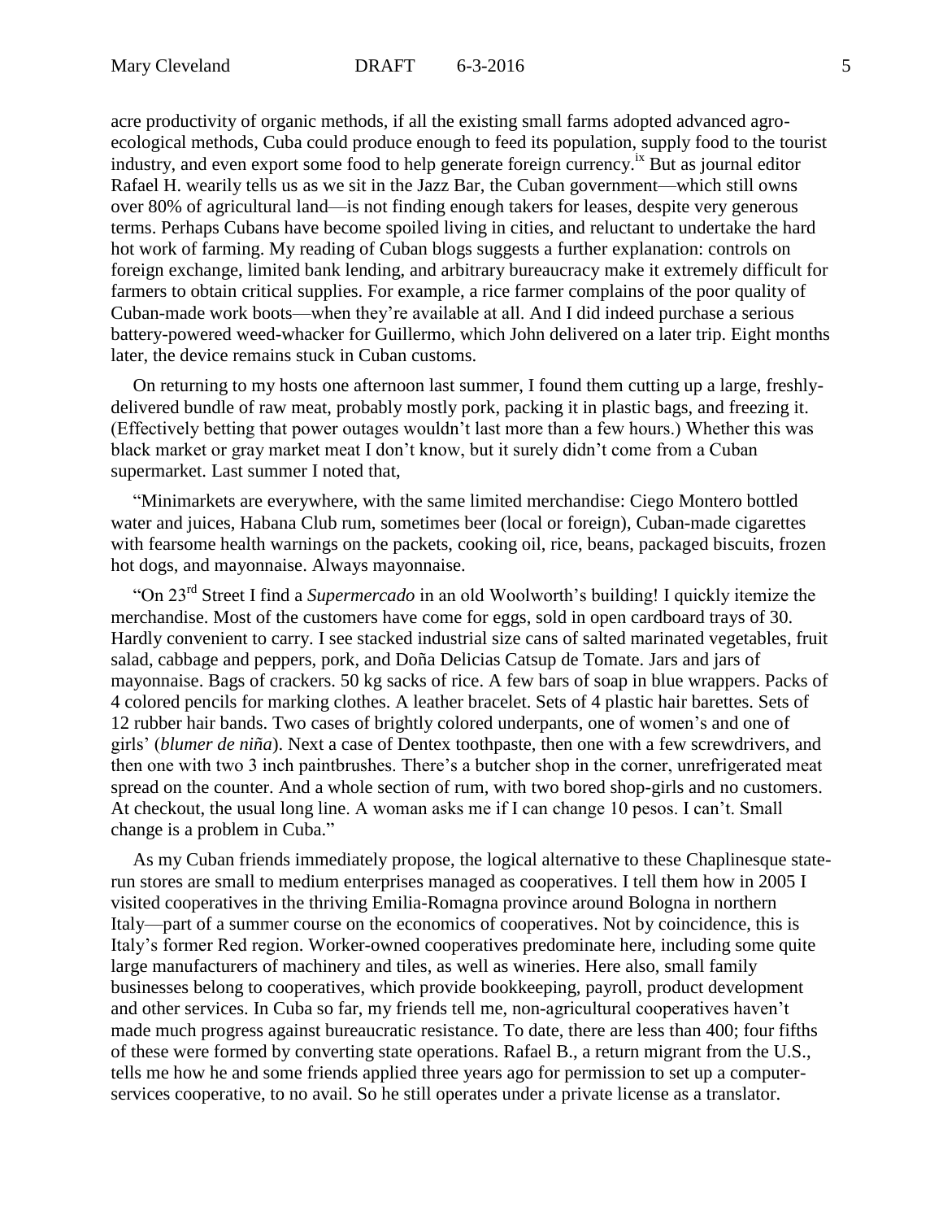acre productivity of organic methods, if all the existing small farms adopted advanced agro-ecological methods, Cuba could produce enough to feed its population, supply food to the tourist industry, and even export some food to help generate foreign currency.[ix] But as journal editor Rafael H. wearily tells us as we sit in the Jazz Bar, the Cuban government—which still owns over 80% of agricultural land—is not finding enough takers for leases, despite very generous terms. Perhaps Cubans have become spoiled living in cities, and reluctant to undertake the hard hot work of farming. My reading of Cuban blogs suggests a further explanation: controls on foreign exchange, limited bank lending, and arbitrary bureaucracy make it extremely difficult for farmers to obtain critical supplies. For example, a rice farmer complains of the poor quality of Cuban-made work boots—when they're available at all. And I did indeed purchase a serious battery-powered weed-whacker for Guillermo, which John delivered on a later trip. Eight months later, the device remains stuck in Cuban customs.

On returning to my hosts one afternoon last summer, I found them cutting up a large, freshly-delivered bundle of raw meat, probably mostly pork, packing it in plastic bags, and freezing it. (Effectively betting that power outages wouldn't last more than a few hours.) Whether this was black market or gray market meat I don't know, but it surely didn't come from a Cuban supermarket. Last summer I noted that,

"Minimarkets are everywhere, with the same limited merchandise: Ciego Montero bottled water and juices, Habana Club rum, sometimes beer (local or foreign), Cuban-made cigarettes with fearsome health warnings on the packets, cooking oil, rice, beans, packaged biscuits, frozen hot dogs, and mayonnaise. Always mayonnaise.

"On 23rd Street I find a *Supermercado* in an old Woolworth's building! I quickly itemize the merchandise. Most of the customers have come for eggs, sold in open cardboard trays of 30. Hardly convenient to carry. I see stacked industrial size cans of salted marinated vegetables, fruit salad, cabbage and peppers, pork, and Doña Delicias Catsup de Tomate. Jars and jars of mayonnaise. Bags of crackers. 50 kg sacks of rice. A few bars of soap in blue wrappers. Packs of 4 colored pencils for marking clothes. A leather bracelet. Sets of 4 plastic hair barettes. Sets of 12 rubber hair bands. Two cases of brightly colored underpants, one of women's and one of girls' (*blumer de niña*). Next a case of Dentex toothpaste, then one with a few screwdrivers, and then one with two 3 inch paintbrushes. There's a butcher shop in the corner, unrefrigerated meat spread on the counter. And a whole section of rum, with two bored shop-girls and no customers. At checkout, the usual long line. A woman asks me if I can change 10 pesos. I can't. Small change is a problem in Cuba."

As my Cuban friends immediately propose, the logical alternative to these Chaplinesque state-run stores are small to medium enterprises managed as cooperatives. I tell them how in 2005 I visited cooperatives in the thriving Emilia-Romagna province around Bologna in northern Italy—part of a summer course on the economics of cooperatives. Not by coincidence, this is Italy's former Red region. Worker-owned cooperatives predominate here, including some quite large manufacturers of machinery and tiles, as well as wineries. Here also, small family businesses belong to cooperatives, which provide bookkeeping, payroll, product development and other services. In Cuba so far, my friends tell me, non-agricultural cooperatives haven't made much progress against bureaucratic resistance. To date, there are less than 400; four fifths of these were formed by converting state operations. Rafael B., a return migrant from the U.S., tells me how he and some friends applied three years ago for permission to set up a computer-services cooperative, to no avail. So he still operates under a private license as a translator.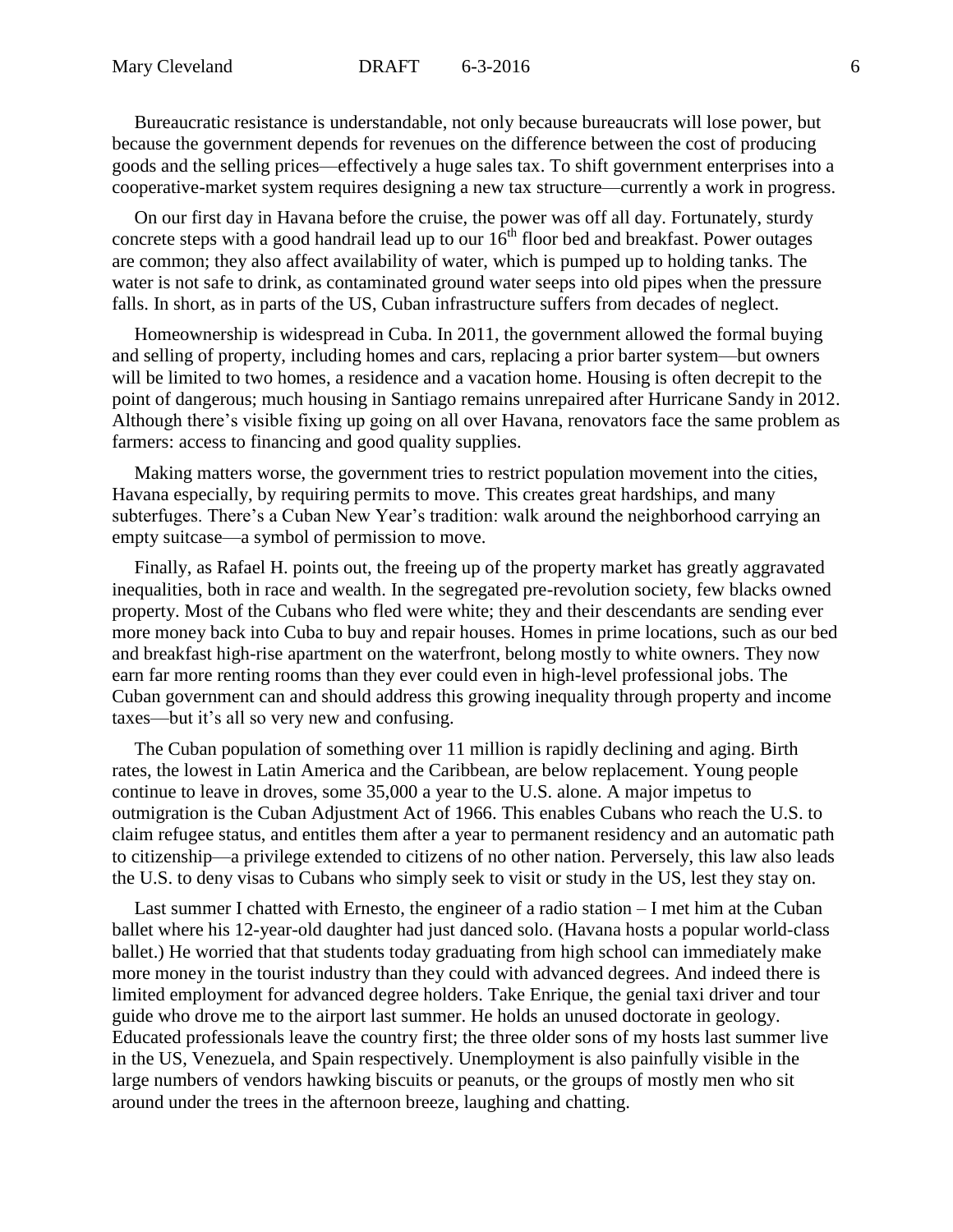Bureaucratic resistance is understandable, not only because bureaucrats will lose power, but because the government depends for revenues on the difference between the cost of producing goods and the selling prices—effectively a huge sales tax. To shift government enterprises into a cooperative-market system requires designing a new tax structure—currently a work in progress.

On our first day in Havana before the cruise, the power was off all day. Fortunately, sturdy concrete steps with a good handrail lead up to our 16th floor bed and breakfast. Power outages are common; they also affect availability of water, which is pumped up to holding tanks. The water is not safe to drink, as contaminated ground water seeps into old pipes when the pressure falls. In short, as in parts of the US, Cuban infrastructure suffers from decades of neglect.

Homeownership is widespread in Cuba. In 2011, the government allowed the formal buying and selling of property, including homes and cars, replacing a prior barter system—but owners will be limited to two homes, a residence and a vacation home. Housing is often decrepit to the point of dangerous; much housing in Santiago remains unrepaired after Hurricane Sandy in 2012. Although there's visible fixing up going on all over Havana, renovators face the same problem as farmers: access to financing and good quality supplies.

Making matters worse, the government tries to restrict population movement into the cities, Havana especially, by requiring permits to move. This creates great hardships, and many subterfuges. There's a Cuban New Year's tradition: walk around the neighborhood carrying an empty suitcase—a symbol of permission to move.

Finally, as Rafael H. points out, the freeing up of the property market has greatly aggravated inequalities, both in race and wealth. In the segregated pre-revolution society, few blacks owned property. Most of the Cubans who fled were white; they and their descendants are sending ever more money back into Cuba to buy and repair houses. Homes in prime locations, such as our bed and breakfast high-rise apartment on the waterfront, belong mostly to white owners. They now earn far more renting rooms than they ever could even in high-level professional jobs. The Cuban government can and should address this growing inequality through property and income taxes—but it's all so very new and confusing.

The Cuban population of something over 11 million is rapidly declining and aging. Birth rates, the lowest in Latin America and the Caribbean, are below replacement. Young people continue to leave in droves, some 35,000 a year to the U.S. alone. A major impetus to outmigration is the Cuban Adjustment Act of 1966. This enables Cubans who reach the U.S. to claim refugee status, and entitles them after a year to permanent residency and an automatic path to citizenship—a privilege extended to citizens of no other nation. Perversely, this law also leads the U.S. to deny visas to Cubans who simply seek to visit or study in the US, lest they stay on.

Last summer I chatted with Ernesto, the engineer of a radio station – I met him at the Cuban ballet where his 12-year-old daughter had just danced solo. (Havana hosts a popular world-class ballet.) He worried that that students today graduating from high school can immediately make more money in the tourist industry than they could with advanced degrees. And indeed there is limited employment for advanced degree holders. Take Enrique, the genial taxi driver and tour guide who drove me to the airport last summer. He holds an unused doctorate in geology. Educated professionals leave the country first; the three older sons of my hosts last summer live in the US, Venezuela, and Spain respectively. Unemployment is also painfully visible in the large numbers of vendors hawking biscuits or peanuts, or the groups of mostly men who sit around under the trees in the afternoon breeze, laughing and chatting.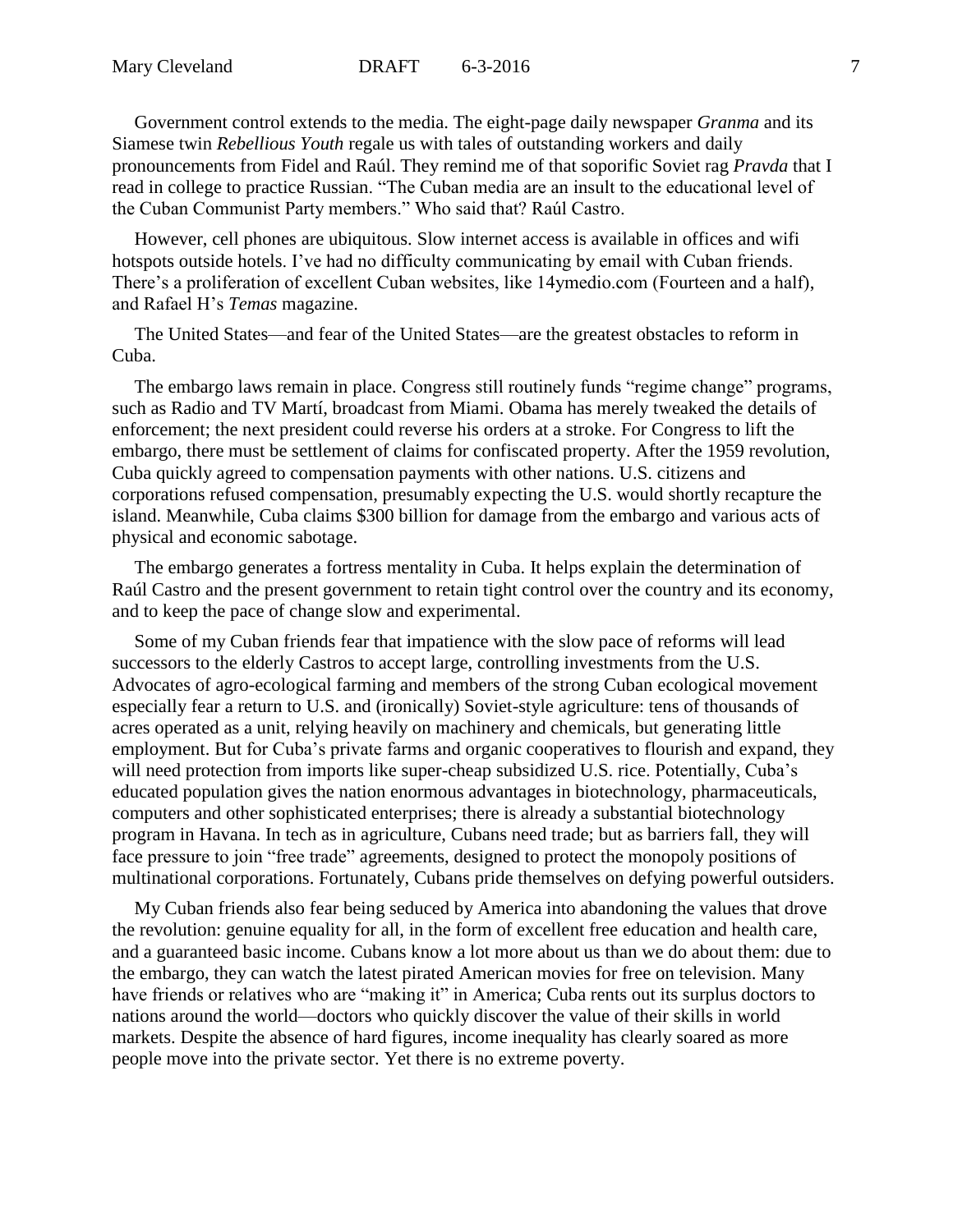Government control extends to the media. The eight-page daily newspaper *Granma* and its Siamese twin *Rebellious Youth* regale us with tales of outstanding workers and daily pronouncements from Fidel and Raúl. They remind me of that soporific Soviet rag *Pravda* that I read in college to practice Russian. "The Cuban media are an insult to the educational level of the Cuban Communist Party members." Who said that? Raúl Castro.

However, cell phones are ubiquitous. Slow internet access is available in offices and wifi hotspots outside hotels. I've had no difficulty communicating by email with Cuban friends. There's a proliferation of excellent Cuban websites, like 14ymedio.com (Fourteen and a half), and Rafael H's *Temas* magazine.

The United States—and fear of the United States—are the greatest obstacles to reform in Cuba.

The embargo laws remain in place. Congress still routinely funds "regime change" programs, such as Radio and TV Martí, broadcast from Miami. Obama has merely tweaked the details of enforcement; the next president could reverse his orders at a stroke. For Congress to lift the embargo, there must be settlement of claims for confiscated property. After the 1959 revolution, Cuba quickly agreed to compensation payments with other nations. U.S. citizens and corporations refused compensation, presumably expecting the U.S. would shortly recapture the island. Meanwhile, Cuba claims $300 billion for damage from the embargo and various acts of physical and economic sabotage.

The embargo generates a fortress mentality in Cuba. It helps explain the determination of Raúl Castro and the present government to retain tight control over the country and its economy, and to keep the pace of change slow and experimental.

Some of my Cuban friends fear that impatience with the slow pace of reforms will lead successors to the elderly Castros to accept large, controlling investments from the U.S. Advocates of agro-ecological farming and members of the strong Cuban ecological movement especially fear a return to U.S. and (ironically) Soviet-style agriculture: tens of thousands of acres operated as a unit, relying heavily on machinery and chemicals, but generating little employment. But for Cuba's private farms and organic cooperatives to flourish and expand, they will need protection from imports like super-cheap subsidized U.S. rice. Potentially, Cuba's educated population gives the nation enormous advantages in biotechnology, pharmaceuticals, computers and other sophisticated enterprises; there is already a substantial biotechnology program in Havana. In tech as in agriculture, Cubans need trade; but as barriers fall, they will face pressure to join "free trade" agreements, designed to protect the monopoly positions of multinational corporations. Fortunately, Cubans pride themselves on defying powerful outsiders.

My Cuban friends also fear being seduced by America into abandoning the values that drove the revolution: genuine equality for all, in the form of excellent free education and health care, and a guaranteed basic income. Cubans know a lot more about us than we do about them: due to the embargo, they can watch the latest pirated American movies for free on television. Many have friends or relatives who are "making it" in America; Cuba rents out its surplus doctors to nations around the world—doctors who quickly discover the value of their skills in world markets. Despite the absence of hard figures, income inequality has clearly soared as more people move into the private sector. Yet there is no extreme poverty.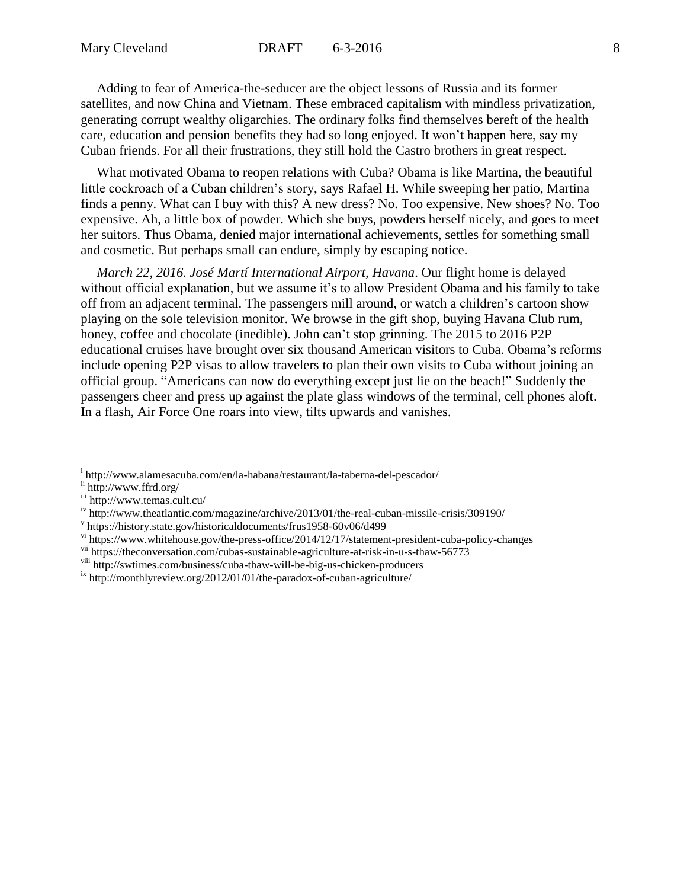Adding to fear of America-the-seducer are the object lessons of Russia and its former satellites, and now China and Vietnam. These embraced capitalism with mindless privatization, generating corrupt wealthy oligarchies. The ordinary folks find themselves bereft of the health care, education and pension benefits they had so long enjoyed. It won't happen here, say my Cuban friends. For all their frustrations, they still hold the Castro brothers in great respect.

What motivated Obama to reopen relations with Cuba? Obama is like Martina, the beautiful little cockroach of a Cuban children's story, says Rafael H. While sweeping her patio, Martina finds a penny. What can I buy with this? A new dress? No. Too expensive. New shoes? No. Too expensive. Ah, a little box of powder. Which she buys, powders herself nicely, and goes to meet her suitors. Thus Obama, denied major international achievements, settles for something small and cosmetic. But perhaps small can endure, simply by escaping notice.

*March 22, 2016. José Martí International Airport, Havana*. Our flight home is delayed without official explanation, but we assume it's to allow President Obama and his family to take off from an adjacent terminal. The passengers mill around, or watch a children's cartoon show playing on the sole television monitor. We browse in the gift shop, buying Havana Club rum, honey, coffee and chocolate (inedible). John can't stop grinning. The 2015 to 2016 P2P educational cruises have brought over six thousand American visitors to Cuba. Obama's reforms include opening P2P visas to allow travelers to plan their own visits to Cuba without joining an official group. "Americans can now do everything except just lie on the beach!" Suddenly the passengers cheer and press up against the plate glass windows of the terminal, cell phones aloft. In a flash, Air Force One roars into view, tilts upwards and vanishes.

---

[i] http://www.alamesacuba.com/en/la-habana/restaurant/la-taberna-del-pescador/
[ii] http://www.ffrd.org/
[iii] http://www.temas.cult.cu/
[iv] http://www.theatlantic.com/magazine/archive/2013/01/the-real-cuban-missile-crisis/309190/
[v] https://history.state.gov/historicaldocuments/frus1958-60v06/d499
[vi] https://www.whitehouse.gov/the-press-office/2014/12/17/statement-president-cuba-policy-changes
[vii] https://theconversation.com/cubas-sustainable-agriculture-at-risk-in-u-s-thaw-56773
[viii] http://swtimes.com/business/cuba-thaw-will-be-big-us-chicken-producers
[ix] http://monthlyreview.org/2012/01/01/the-paradox-of-cuban-agriculture/